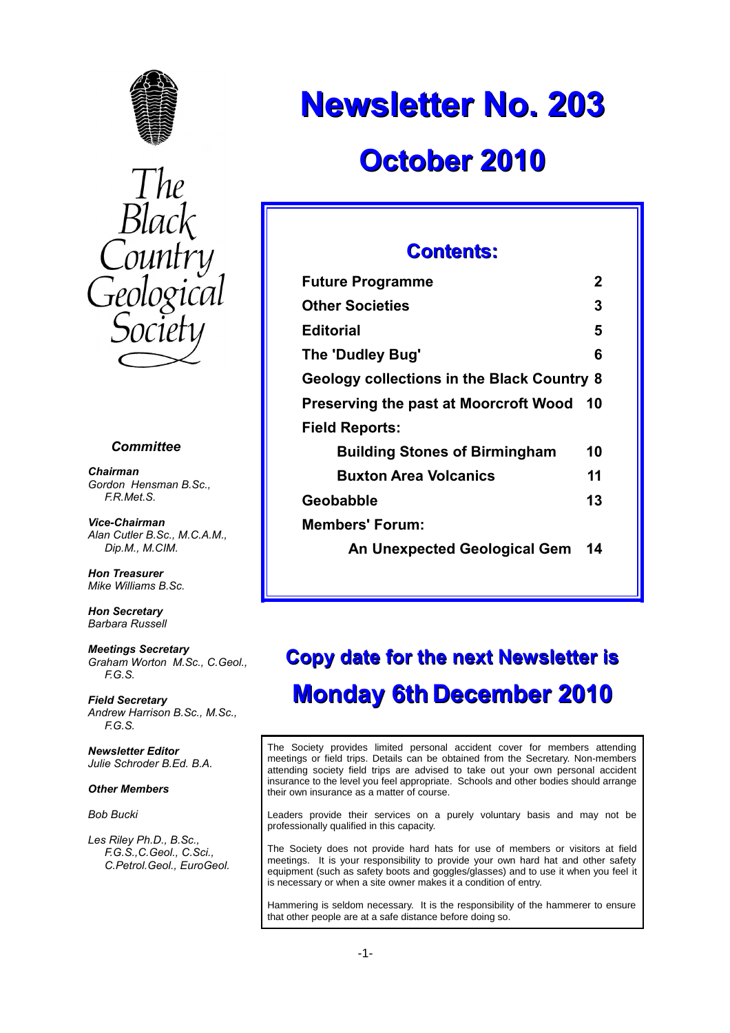The Black Country Geological Society

# Newsletter No. 203

## October 2010

### Contents:

| | |
|---|---|
| **Future Programme** | **2** |
| **Other Societies** | **3** |
| **Editorial** | **5** |
| **The 'Dudley Bug'** | **6** |
| **Geology collections in the Black Country** | **8** |
| **Preserving the past at Moorcroft Wood** | **10** |
| **Field Reports:** | |
| **Building Stones of Birmingham** | **10** |
| **Buxton Area Volcanics** | **11** |
| **Geobabble** | **13** |
| **Members' Forum:** | |
| **An Unexpected Geological Gem** | **14** |

## Copy date for the next Newsletter is Monday 6th December 2010

***Committee***

***Chairman***
*Gordon Hensman B.Sc., F.R.Met.S.*

***Vice-Chairman***
*Alan Cutler B.Sc., M.C.A.M., Dip.M., M.CIM.*

***Hon Treasurer***
*Mike Williams B.Sc.*

***Hon Secretary***
*Barbara Russell*

***Meetings Secretary***
*Graham Worton M.Sc., C.Geol., F.G.S.*

***Field Secretary***
*Andrew Harrison B.Sc., M.Sc., F.G.S.*

***Newsletter Editor***
*Julie Schroder B.Ed. B.A.*

***Other Members***

*Bob Bucki*

*Les Riley Ph.D., B.Sc., F.G.S.,C.Geol., C.Sci., C.Petrol.Geol., EuroGeol.*

The Society provides limited personal accident cover for members attending meetings or field trips. Details can be obtained from the Secretary. Non-members attending society field trips are advised to take out your own personal accident insurance to the level you feel appropriate. Schools and other bodies should arrange their own insurance as a matter of course.

Leaders provide their services on a purely voluntary basis and may not be professionally qualified in this capacity.

The Society does not provide hard hats for use of members or visitors at field meetings. It is your responsibility to provide your own hard hat and other safety equipment (such as safety boots and goggles/glasses) and to use it when you feel it is necessary or when a site owner makes it a condition of entry.

Hammering is seldom necessary. It is the responsibility of the hammerer to ensure that other people are at a safe distance before doing so.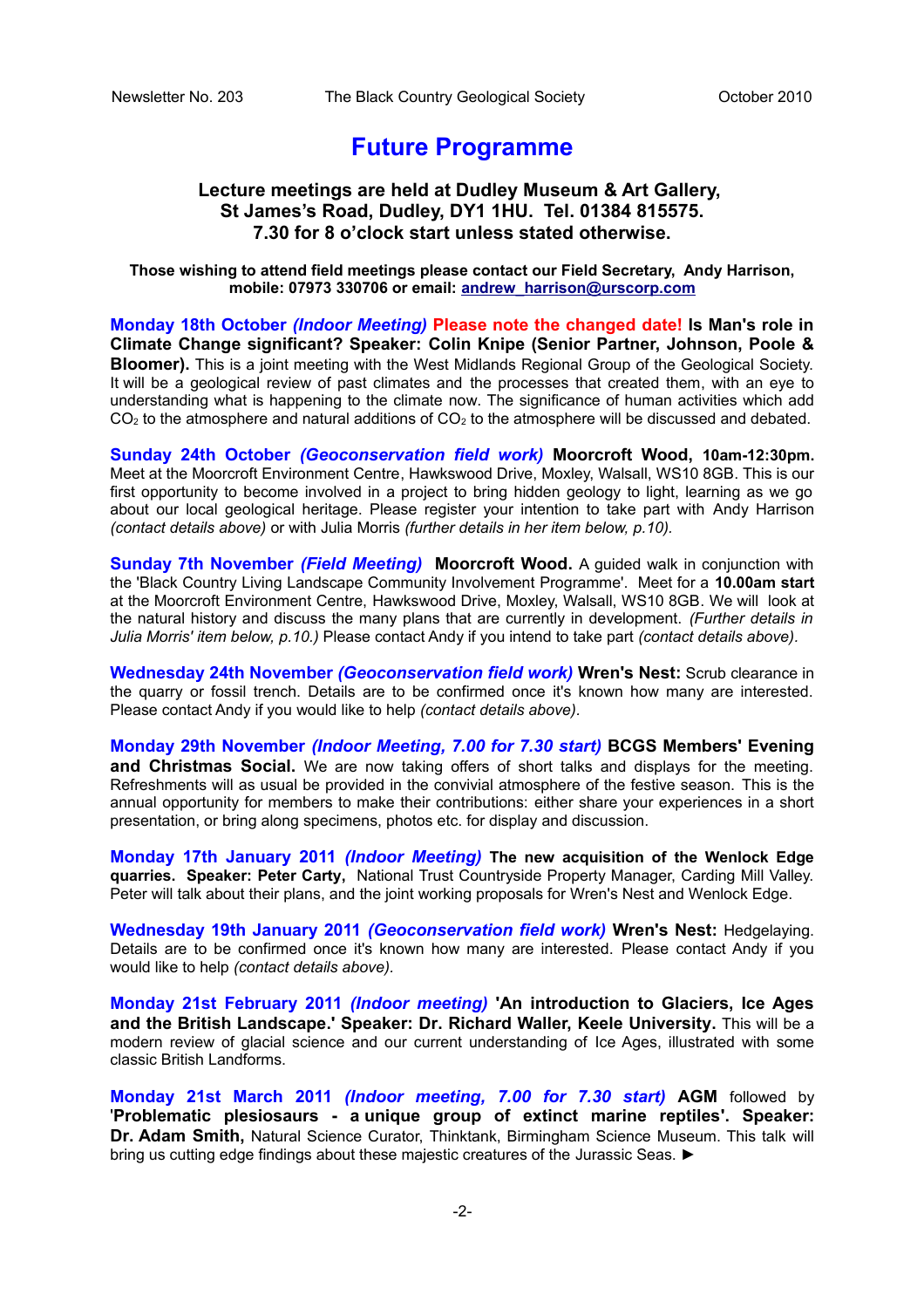# Future Programme

**Lecture meetings are held at Dudley Museum & Art Gallery, St James's Road, Dudley, DY1 1HU. Tel. 01384 815575. 7.30 for 8 o'clock start unless stated otherwise.**

**Those wishing to attend field meetings please contact our Field Secretary, Andy Harrison, mobile: 07973 330706 or email: andrew_harrison@urscorp.com**

**Monday 18th October** ***(Indoor Meeting)*** **Please note the changed date! Is Man's role in Climate Change significant? Speaker: Colin Knipe (Senior Partner, Johnson, Poole & Bloomer).** This is a joint meeting with the West Midlands Regional Group of the Geological Society. It will be a geological review of past climates and the processes that created them, with an eye to understanding what is happening to the climate now. The significance of human activities which add $CO_2$ to the atmosphere and natural additions of $CO_2$ to the atmosphere will be discussed and debated.

**Sunday 24th October** ***(Geoconservation field work)*** **Moorcroft Wood, 10am-12:30pm.** Meet at the Moorcroft Environment Centre, Hawkswood Drive, Moxley, Walsall, WS10 8GB. This is our first opportunity to become involved in a project to bring hidden geology to light, learning as we go about our local geological heritage. Please register your intention to take part with Andy Harrison *(contact details above)* or with Julia Morris *(further details in her item below, p.10)*.

**Sunday 7th November** ***(Field Meeting)*** **Moorcroft Wood.** A guided walk in conjunction with the 'Black Country Living Landscape Community Involvement Programme'. Meet for a **10.00am start** at the Moorcroft Environment Centre, Hawkswood Drive, Moxley, Walsall, WS10 8GB. We will look at the natural history and discuss the many plans that are currently in development. *(Further details in Julia Morris' item below, p.10.)* Please contact Andy if you intend to take part *(contact details above)*.

**Wednesday 24th November** ***(Geoconservation field work)*** **Wren's Nest:** Scrub clearance in the quarry or fossil trench. Details are to be confirmed once it's known how many are interested. Please contact Andy if you would like to help *(contact details above)*.

**Monday 29th November** ***(Indoor Meeting, 7.00 for 7.30 start)*** **BCGS Members' Evening and Christmas Social.** We are now taking offers of short talks and displays for the meeting. Refreshments will as usual be provided in the convivial atmosphere of the festive season. This is the annual opportunity for members to make their contributions: either share your experiences in a short presentation, or bring along specimens, photos etc. for display and discussion.

**Monday 17th January 2011** ***(Indoor Meeting)*** **The new acquisition of the Wenlock Edge quarries. Speaker: Peter Carty,** National Trust Countryside Property Manager, Carding Mill Valley. Peter will talk about their plans, and the joint working proposals for Wren's Nest and Wenlock Edge.

**Wednesday 19th January 2011** ***(Geoconservation field work)*** **Wren's Nest:** Hedgelaying. Details are to be confirmed once it's known how many are interested. Please contact Andy if you would like to help *(contact details above)*.

**Monday 21st February 2011** ***(Indoor meeting)*** **'An introduction to Glaciers, Ice Ages and the British Landscape.' Speaker: Dr. Richard Waller, Keele University.** This will be a modern review of glacial science and our current understanding of Ice Ages, illustrated with some classic British Landforms.

**Monday 21st March 2011** ***(Indoor meeting, 7.00 for 7.30 start)*** **AGM** followed by **'Problematic plesiosaurs - a unique group of extinct marine reptiles'. Speaker: Dr. Adam Smith,** Natural Science Curator, Thinktank, Birmingham Science Museum. This talk will bring us cutting edge findings about these majestic creatures of the Jurassic Seas. ►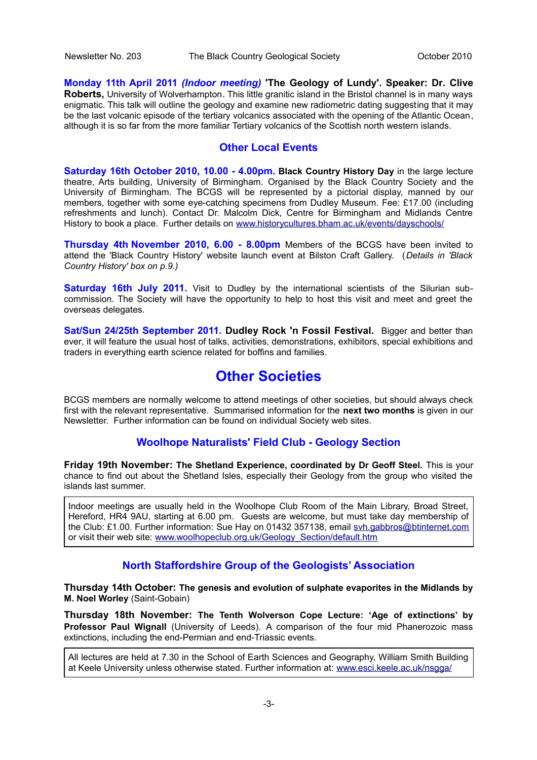**Monday 11th April 2011** ***(Indoor meeting)*** **'The Geology of Lundy'. Speaker: Dr. Clive Roberts,** University of Wolverhampton. This little granitic island in the Bristol channel is in many ways enigmatic. This talk will outline the geology and examine new radiometric dating suggesting that it may be the last volcanic episode of the tertiary volcanics associated with the opening of the Atlantic Ocean, although it is so far from the more familiar Tertiary volcanics of the Scottish north western islands.

## Other Local Events

**Saturday 16th October 2010, 10.00 - 4.00pm. Black Country History Day** in the large lecture theatre, Arts building, University of Birmingham. Organised by the Black Country Society and the University of Birmingham. The BCGS will be represented by a pictorial display, manned by our members, together with some eye-catching specimens from Dudley Museum. Fee: £17.00 (including refreshments and lunch). Contact Dr. Malcolm Dick, Centre for Birmingham and Midlands Centre History to book a place. Further details on www.historycultures.bham.ac.uk/events/dayschools/

**Thursday 4th November 2010, 6.00 - 8.00pm** Members of the BCGS have been invited to attend the 'Black Country History' website launch event at Bilston Craft Gallery. (*Details in 'Black Country History' box on p.9.)*

**Saturday 16th July 2011.** Visit to Dudley by the international scientists of the Silurian sub-commission. The Society will have the opportunity to help to host this visit and meet and greet the overseas delegates.

**Sat/Sun 24/25th September 2011. Dudley Rock 'n Fossil Festival.** Bigger and better than ever, it will feature the usual host of talks, activities, demonstrations, exhibitors, special exhibitions and traders in everything earth science related for boffins and families.

# Other Societies

BCGS members are normally welcome to attend meetings of other societies, but should always check first with the relevant representative. Summarised information for the **next two months** is given in our Newsletter. Further information can be found on individual Society web sites.

## Woolhope Naturalists' Field Club - Geology Section

**Friday 19th November: The Shetland Experience, coordinated by Dr Geoff Steel.** This is your chance to find out about the Shetland Isles, especially their Geology from the group who visited the islands last summer.

Indoor meetings are usually held in the Woolhope Club Room of the Main Library, Broad Street, Hereford, HR4 9AU, starting at 6.00 pm. Guests are welcome, but must take day membership of the Club: £1.00. Further information: Sue Hay on 01432 357138, email svh.gabbros@btinternet.com or visit their web site: www.woolhopeclub.org.uk/Geology_Section/default.htm

## North Staffordshire Group of the Geologists' Association

**Thursday 14th October: The genesis and evolution of sulphate evaporites in the Midlands by M. Noel Worley** (Saint-Gobain)

**Thursday 18th November: The Tenth Wolverson Cope Lecture: 'Age of extinctions' by Professor Paul Wignall** (University of Leeds). A comparison of the four mid Phanerozoic mass extinctions, including the end-Permian and end-Triassic events.

All lectures are held at 7.30 in the School of Earth Sciences and Geography, William Smith Building at Keele University unless otherwise stated. Further information at: www.esci.keele.ac.uk/nsgga/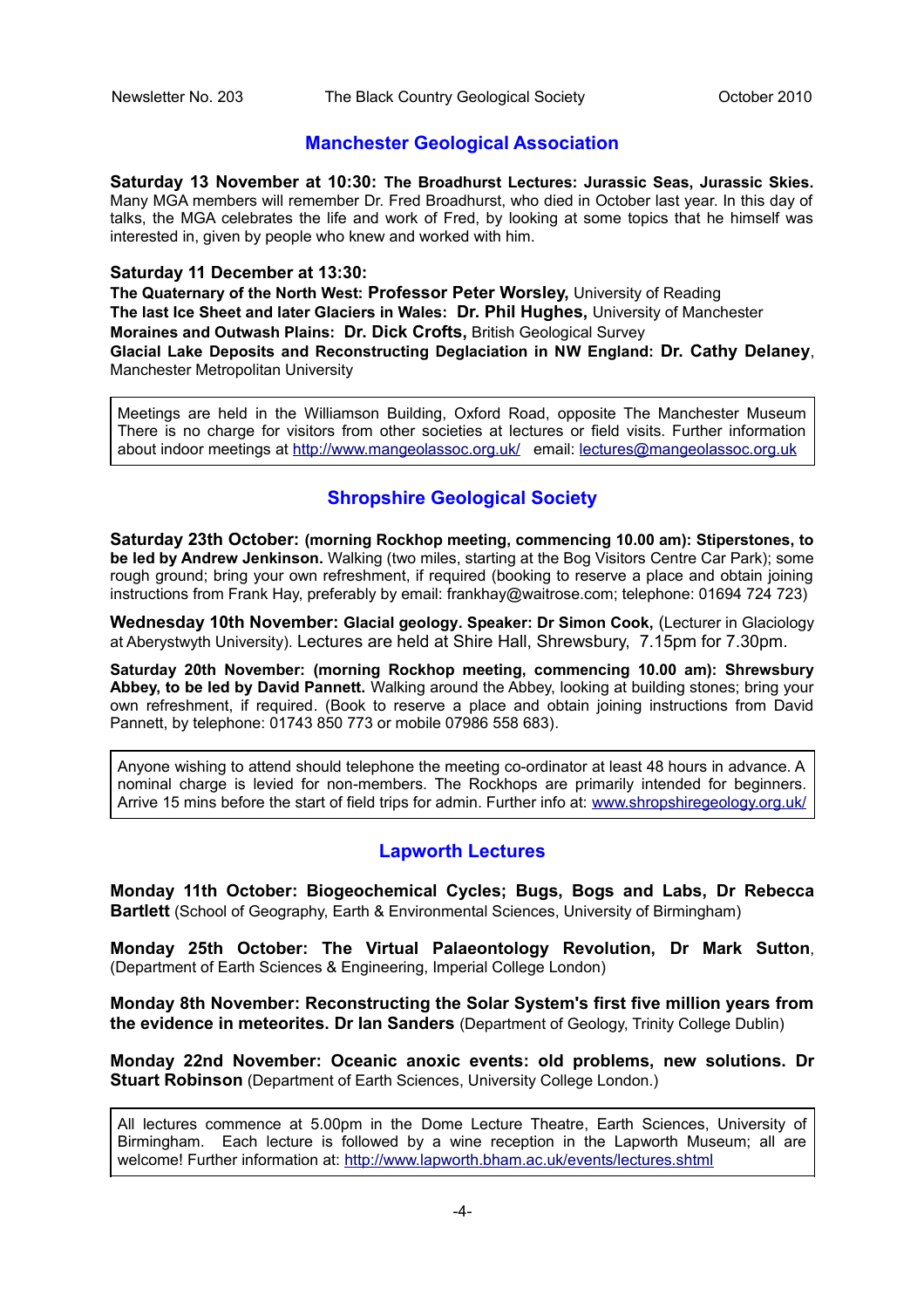## Manchester Geological Association

**Saturday 13 November at 10:30: The Broadhurst Lectures: Jurassic Seas, Jurassic Skies.** Many MGA members will remember Dr. Fred Broadhurst, who died in October last year. In this day of talks, the MGA celebrates the life and work of Fred, by looking at some topics that he himself was interested in, given by people who knew and worked with him.

**Saturday 11 December at 13:30:**
**The Quaternary of the North West: Professor Peter Worsley,** University of Reading
**The last Ice Sheet and later Glaciers in Wales: Dr. Phil Hughes,** University of Manchester
**Moraines and Outwash Plains: Dr. Dick Crofts,** British Geological Survey
**Glacial Lake Deposits and Reconstructing Deglaciation in NW England: Dr. Cathy Delaney**, Manchester Metropolitan University

Meetings are held in the Williamson Building, Oxford Road, opposite The Manchester Museum There is no charge for visitors from other societies at lectures or field visits. Further information about indoor meetings at http://www.mangeolassoc.org.uk/ email: lectures@mangeolassoc.org.uk

## Shropshire Geological Society

**Saturday 23rd October: (morning Rockhop meeting, commencing 10.00 am): Stiperstones, to be led by Andrew Jenkinson.** Walking (two miles, starting at the Bog Visitors Centre Car Park); some rough ground; bring your own refreshment, if required (booking to reserve a place and obtain joining instructions from Frank Hay, preferably by email: frankhay@waitrose.com; telephone: 01694 724 723)

**Wednesday 10th November: Glacial geology. Speaker: Dr Simon Cook,** (Lecturer in Glaciology at Aberystwyth University). Lectures are held at Shire Hall, Shrewsbury, 7.15pm for 7.30pm.

**Saturday 20th November: (morning Rockhop meeting, commencing 10.00 am): Shrewsbury Abbey, to be led by David Pannett.** Walking around the Abbey, looking at building stones; bring your own refreshment, if required. (Book to reserve a place and obtain joining instructions from David Pannett, by telephone: 01743 850 773 or mobile 07986 558 683).

Anyone wishing to attend should telephone the meeting co-ordinator at least 48 hours in advance. A nominal charge is levied for non-members. The Rockhops are primarily intended for beginners. Arrive 15 mins before the start of field trips for admin. Further info at: www.shropshiregeology.org.uk/

## Lapworth Lectures

**Monday 11th October: Biogeochemical Cycles; Bugs, Bogs and Labs, Dr Rebecca Bartlett** (School of Geography, Earth & Environmental Sciences, University of Birmingham)

**Monday 25th October: The Virtual Palaeontology Revolution, Dr Mark Sutton**, (Department of Earth Sciences & Engineering, Imperial College London)

**Monday 8th November: Reconstructing the Solar System's first five million years from the evidence in meteorites. Dr Ian Sanders** (Department of Geology, Trinity College Dublin)

**Monday 22nd November: Oceanic anoxic events: old problems, new solutions. Dr Stuart Robinson** (Department of Earth Sciences, University College London.)

All lectures commence at 5.00pm in the Dome Lecture Theatre, Earth Sciences, University of Birmingham. Each lecture is followed by a wine reception in the Lapworth Museum; all are welcome! Further information at: http://www.lapworth.bham.ac.uk/events/lectures.shtml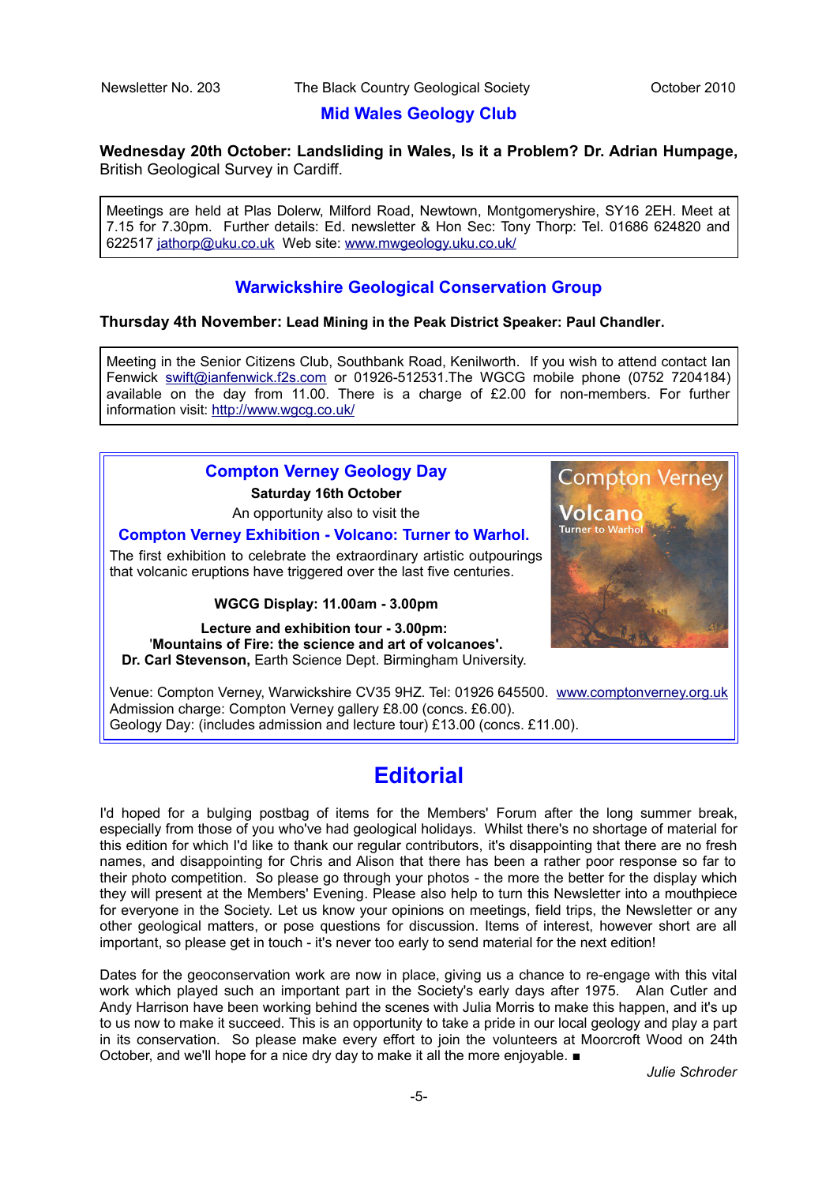## Mid Wales Geology Club

**Wednesday 20th October: Landsliding in Wales, Is it a Problem? Dr. Adrian Humpage,** British Geological Survey in Cardiff.

Meetings are held at Plas Dolerw, Milford Road, Newtown, Montgomeryshire, SY16 2EH. Meet at 7.15 for 7.30pm. Further details: Ed. newsletter & Hon Sec: Tony Thorp: Tel. 01686 624820 and 622517 jathorp@uku.co.uk Web site: www.mwgeology.uku.co.uk/

## Warwickshire Geological Conservation Group

**Thursday 4th November: Lead Mining in the Peak District Speaker: Paul Chandler.**

Meeting in the Senior Citizens Club, Southbank Road, Kenilworth. If you wish to attend contact Ian Fenwick swift@ianfenwick.f2s.com or 01926-512531.The WGCG mobile phone (0752 7204184) available on the day from 11.00. There is a charge of £2.00 for non-members. For further information visit: http://www.wgcg.co.uk/

## Compton Verney Geology Day

**Saturday 16th October**

An opportunity also to visit the

### Compton Verney Exhibition - Volcano: Turner to Warhol.

The first exhibition to celebrate the extraordinary artistic outpourings that volcanic eruptions have triggered over the last five centuries.

**WGCG Display: 11.00am - 3.00pm**

**Lecture and exhibition tour - 3.00pm:**
'**Mountains of Fire: the science and art of volcanoes'.**
**Dr. Carl Stevenson,** Earth Science Dept. Birmingham University.

Venue: Compton Verney, Warwickshire CV35 9HZ. Tel: 01926 645500. www.comptonverney.org.uk
Admission charge: Compton Verney gallery £8.00 (concs. £6.00).
Geology Day: (includes admission and lecture tour) £13.00 (concs. £11.00).

# Editorial

I'd hoped for a bulging postbag of items for the Members' Forum after the long summer break, especially from those of you who've had geological holidays. Whilst there's no shortage of material for this edition for which I'd like to thank our regular contributors, it's disappointing that there are no fresh names, and disappointing for Chris and Alison that there has been a rather poor response so far to their photo competition. So please go through your photos - the more the better for the display which they will present at the Members' Evening. Please also help to turn this Newsletter into a mouthpiece for everyone in the Society. Let us know your opinions on meetings, field trips, the Newsletter or any other geological matters, or pose questions for discussion. Items of interest, however short are all important, so please get in touch - it's never too early to send material for the next edition!

Dates for the geoconservation work are now in place, giving us a chance to re-engage with this vital work which played such an important part in the Society's early days after 1975. Alan Cutler and Andy Harrison have been working behind the scenes with Julia Morris to make this happen, and it's up to us now to make it succeed. This is an opportunity to take a pride in our local geology and play a part in its conservation. So please make every effort to join the volunteers at Moorcroft Wood on 24th October, and we'll hope for a nice dry day to make it all the more enjoyable. ■

*Julie Schroder*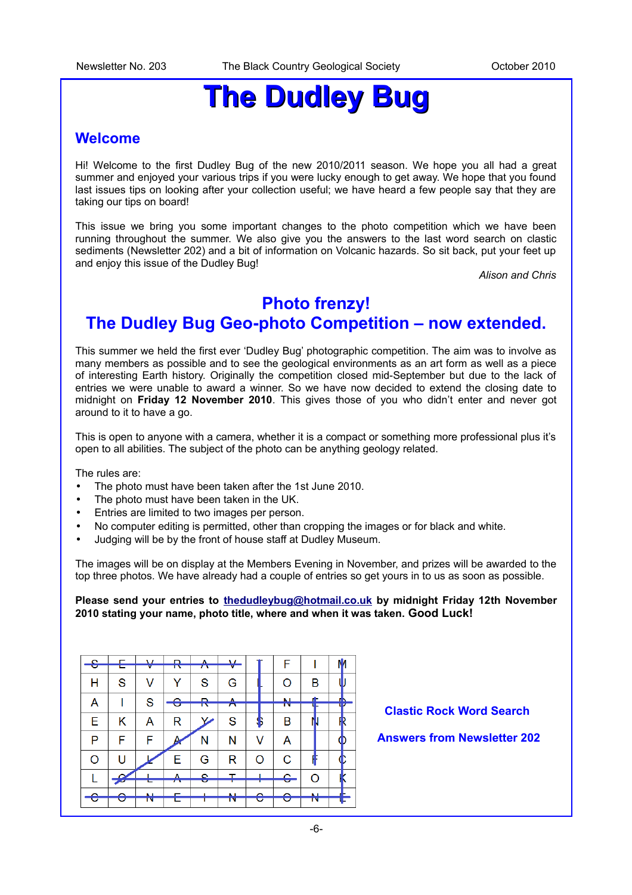# The Dudley Bug

## Welcome

Hi! Welcome to the first Dudley Bug of the new 2010/2011 season. We hope you all had a great summer and enjoyed your various trips if you were lucky enough to get away. We hope that you found last issues tips on looking after your collection useful; we have heard a few people say that they are taking our tips on board!

This issue we bring you some important changes to the photo competition which we have been running throughout the summer. We also give you the answers to the last word search on clastic sediments (Newsletter 202) and a bit of information on Volcanic hazards. So sit back, put your feet up and enjoy this issue of the Dudley Bug!

*Alison and Chris*

## Photo frenzy!
## The Dudley Bug Geo-photo Competition – now extended.

This summer we held the first ever 'Dudley Bug' photographic competition. The aim was to involve as many members as possible and to see the geological environments as an art form as well as a piece of interesting Earth history. Originally the competition closed mid-September but due to the lack of entries we were unable to award a winner. So we have now decided to extend the closing date to midnight on **Friday 12 November 2010**. This gives those of you who didn't enter and never got around to it to have a go.

This is open to anyone with a camera, whether it is a compact or something more professional plus it's open to all abilities. The subject of the photo can be anything geology related.

The rules are:

- The photo must have been taken after the 1st June 2010.
- The photo must have been taken in the UK.
- Entries are limited to two images per person.
- No computer editing is permitted, other than cropping the images or for black and white.
- Judging will be by the front of house staff at Dudley Museum.

The images will be on display at the Members Evening in November, and prizes will be awarded to the top three photos. We have already had a couple of entries so get yours in to us as soon as possible.

**Please send your entries to [thedudleybug@hotmail.co.uk](mailto:thedudleybug@hotmail.co.uk) by midnight Friday 12th November 2010 stating your name, photo title, where and when it was taken. Good Luck!**

| S | E | V | R | A | V | T | F | I | M |
|---|---|---|---|---|---|---|---|---|---|
| H | S | V | Y | S | G | L | O | B | U |
| A | I | S | G | R | A | N | N | E | D |
| E | K | A | R | Y | S | S | B | N | R |
| P | F | F | A | N | N | V | A | | O |
| O | U | L | E | G | R | O | C | F | C |
| L | C | L | A | S | T | I | C | O | K |
| C | O | N | E | I | N | C | O | N | E |

**Clastic Rock Word Search**

**Answers from Newsletter 202**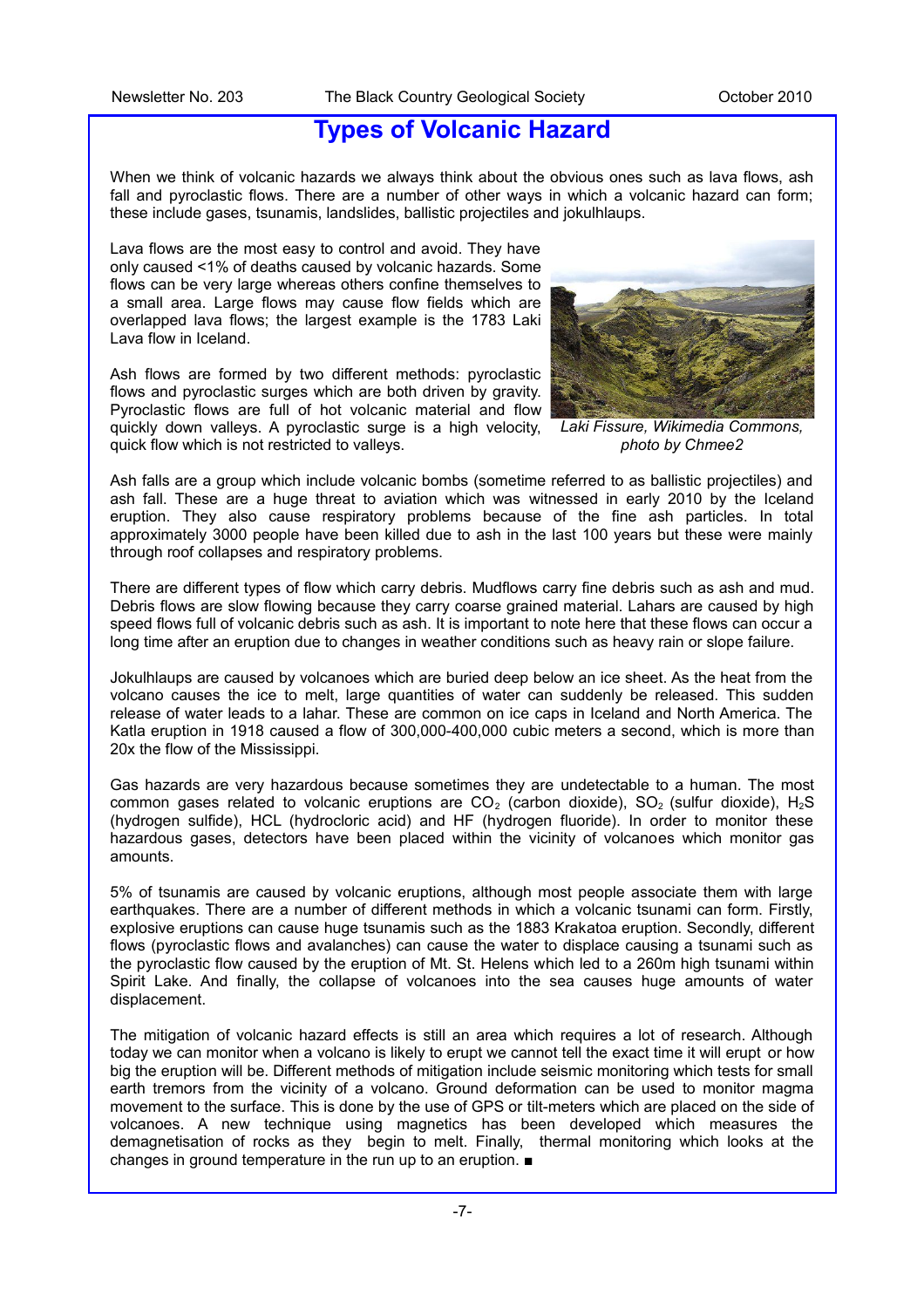# Types of Volcanic Hazard

When we think of volcanic hazards we always think about the obvious ones such as lava flows, ash fall and pyroclastic flows. There are a number of other ways in which a volcanic hazard can form; these include gases, tsunamis, landslides, ballistic projectiles and jokulhlaups.

Lava flows are the most easy to control and avoid. They have only caused <1% of deaths caused by volcanic hazards. Some flows can be very large whereas others confine themselves to a small area. Large flows may cause flow fields which are overlapped lava flows; the largest example is the 1783 Laki Lava flow in Iceland.

Ash flows are formed by two different methods: pyroclastic flows and pyroclastic surges which are both driven by gravity. Pyroclastic flows are full of hot volcanic material and flow quickly down valleys. A pyroclastic surge is a high velocity, quick flow which is not restricted to valleys.

*Laki Fissure, Wikimedia Commons, photo by Chmee2*

Ash falls are a group which include volcanic bombs (sometime referred to as ballistic projectiles) and ash fall. These are a huge threat to aviation which was witnessed in early 2010 by the Iceland eruption. They also cause respiratory problems because of the fine ash particles. In total approximately 3000 people have been killed due to ash in the last 100 years but these were mainly through roof collapses and respiratory problems.

There are different types of flow which carry debris. Mudflows carry fine debris such as ash and mud. Debris flows are slow flowing because they carry coarse grained material. Lahars are caused by high speed flows full of volcanic debris such as ash. It is important to note here that these flows can occur a long time after an eruption due to changes in weather conditions such as heavy rain or slope failure.

Jokulhlaups are caused by volcanoes which are buried deep below an ice sheet. As the heat from the volcano causes the ice to melt, large quantities of water can suddenly be released. This sudden release of water leads to a lahar. These are common on ice caps in Iceland and North America. The Katla eruption in 1918 caused a flow of 300,000-400,000 cubic meters a second, which is more than 20x the flow of the Mississippi.

Gas hazards are very hazardous because sometimes they are undetectable to a human. The most common gases related to volcanic eruptions are $CO_2$ (carbon dioxide), $SO_2$ (sulfur dioxide), $H_2S$ (hydrogen sulfide), HCL (hydrocloric acid) and HF (hydrogen fluoride). In order to monitor these hazardous gases, detectors have been placed within the vicinity of volcanoes which monitor gas amounts.

5% of tsunamis are caused by volcanic eruptions, although most people associate them with large earthquakes. There are a number of different methods in which a volcanic tsunami can form. Firstly, explosive eruptions can cause huge tsunamis such as the 1883 Krakatoa eruption. Secondly, different flows (pyroclastic flows and avalanches) can cause the water to displace causing a tsunami such as the pyroclastic flow caused by the eruption of Mt. St. Helens which led to a 260m high tsunami within Spirit Lake. And finally, the collapse of volcanoes into the sea causes huge amounts of water displacement.

The mitigation of volcanic hazard effects is still an area which requires a lot of research. Although today we can monitor when a volcano is likely to erupt we cannot tell the exact time it will erupt or how big the eruption will be. Different methods of mitigation include seismic monitoring which tests for small earth tremors from the vicinity of a volcano. Ground deformation can be used to monitor magma movement to the surface. This is done by the use of GPS or tilt-meters which are placed on the side of volcanoes. A new technique using magnetics has been developed which measures the demagnetisation of rocks as they begin to melt. Finally, thermal monitoring which looks at the changes in ground temperature in the run up to an eruption. ■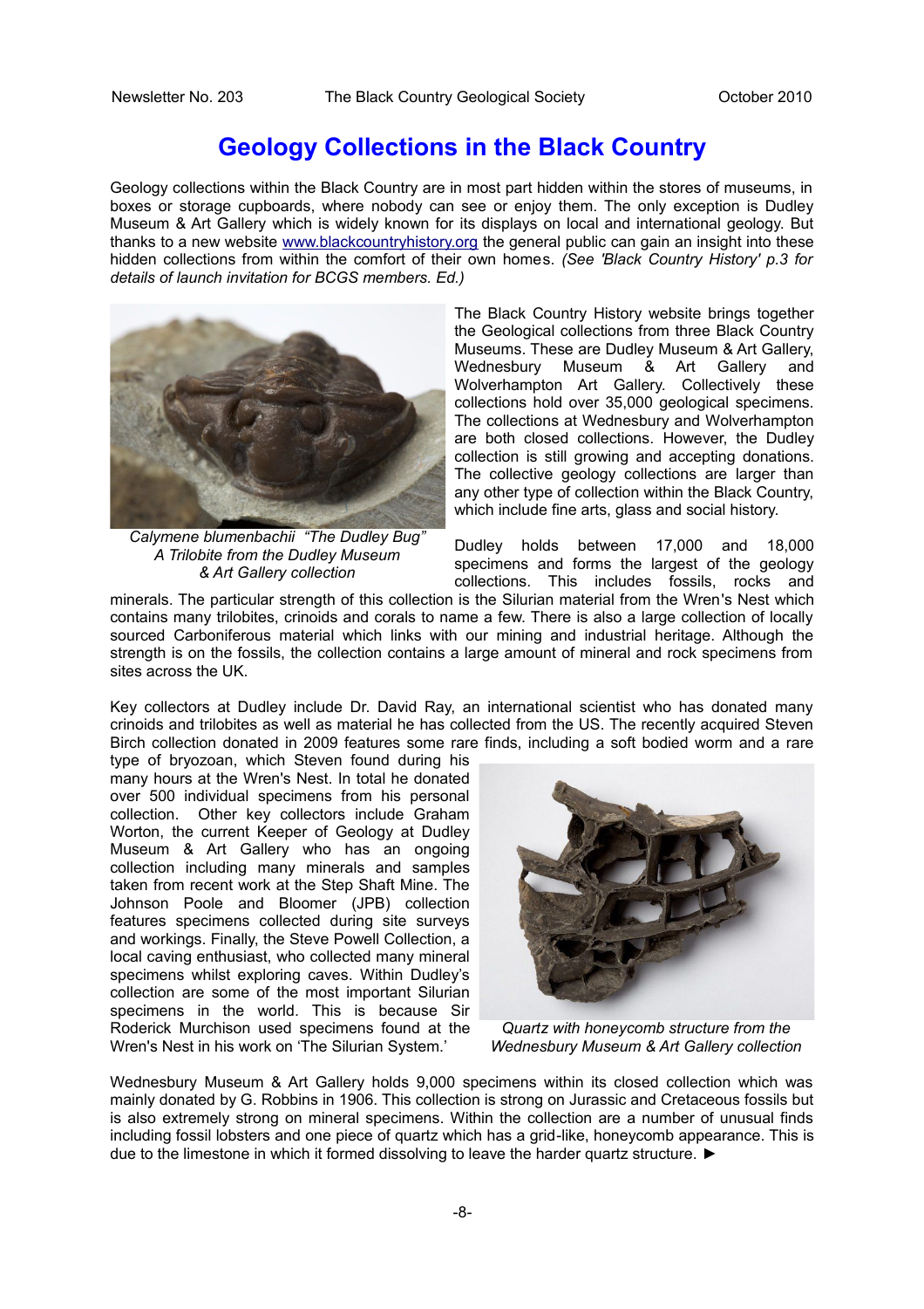# Geology Collections in the Black Country

Geology collections within the Black Country are in most part hidden within the stores of museums, in boxes or storage cupboards, where nobody can see or enjoy them. The only exception is Dudley Museum & Art Gallery which is widely known for its displays on local and international geology. But thanks to a new website www.blackcountryhistory.org the general public can gain an insight into these hidden collections from within the comfort of their own homes. *(See 'Black Country History' p.3 for details of launch invitation for BCGS members. Ed.)*

*Calymene blumenbachii "The Dudley Bug" A Trilobite from the Dudley Museum & Art Gallery collection*

The Black Country History website brings together the Geological collections from three Black Country Museums. These are Dudley Museum & Art Gallery, Wednesbury Museum & Art Gallery and Wolverhampton Art Gallery. Collectively these collections hold over 35,000 geological specimens. The collections at Wednesbury and Wolverhampton are both closed collections. However, the Dudley collection is still growing and accepting donations. The collective geology collections are larger than any other type of collection within the Black Country, which include fine arts, glass and social history.

Dudley holds between 17,000 and 18,000 specimens and forms the largest of the geology collections. This includes fossils, rocks and minerals. The particular strength of this collection is the Silurian material from the Wren's Nest which contains many trilobites, crinoids and corals to name a few. There is also a large collection of locally sourced Carboniferous material which links with our mining and industrial heritage. Although the strength is on the fossils, the collection contains a large amount of mineral and rock specimens from sites across the UK.

Key collectors at Dudley include Dr. David Ray, an international scientist who has donated many crinoids and trilobites as well as material he has collected from the US. The recently acquired Steven Birch collection donated in 2009 features some rare finds, including a soft bodied worm and a rare type of bryozoan, which Steven found during his many hours at the Wren's Nest. In total he donated over 500 individual specimens from his personal collection. Other key collectors include Graham Worton, the current Keeper of Geology at Dudley Museum & Art Gallery who has an ongoing collection including many minerals and samples taken from recent work at the Step Shaft Mine. The Johnson Poole and Bloomer (JPB) collection features specimens collected during site surveys and workings. Finally, the Steve Powell Collection, a local caving enthusiast, who collected many mineral specimens whilst exploring caves. Within Dudley's collection are some of the most important Silurian specimens in the world. This is because Sir Roderick Murchison used specimens found at the Wren's Nest in his work on 'The Silurian System.'

*Quartz with honeycomb structure from the Wednesbury Museum & Art Gallery collection*

Wednesbury Museum & Art Gallery holds 9,000 specimens within its closed collection which was mainly donated by G. Robbins in 1906. This collection is strong on Jurassic and Cretaceous fossils but is also extremely strong on mineral specimens. Within the collection are a number of unusual finds including fossil lobsters and one piece of quartz which has a grid-like, honeycomb appearance. This is due to the limestone in which it formed dissolving to leave the harder quartz structure. ►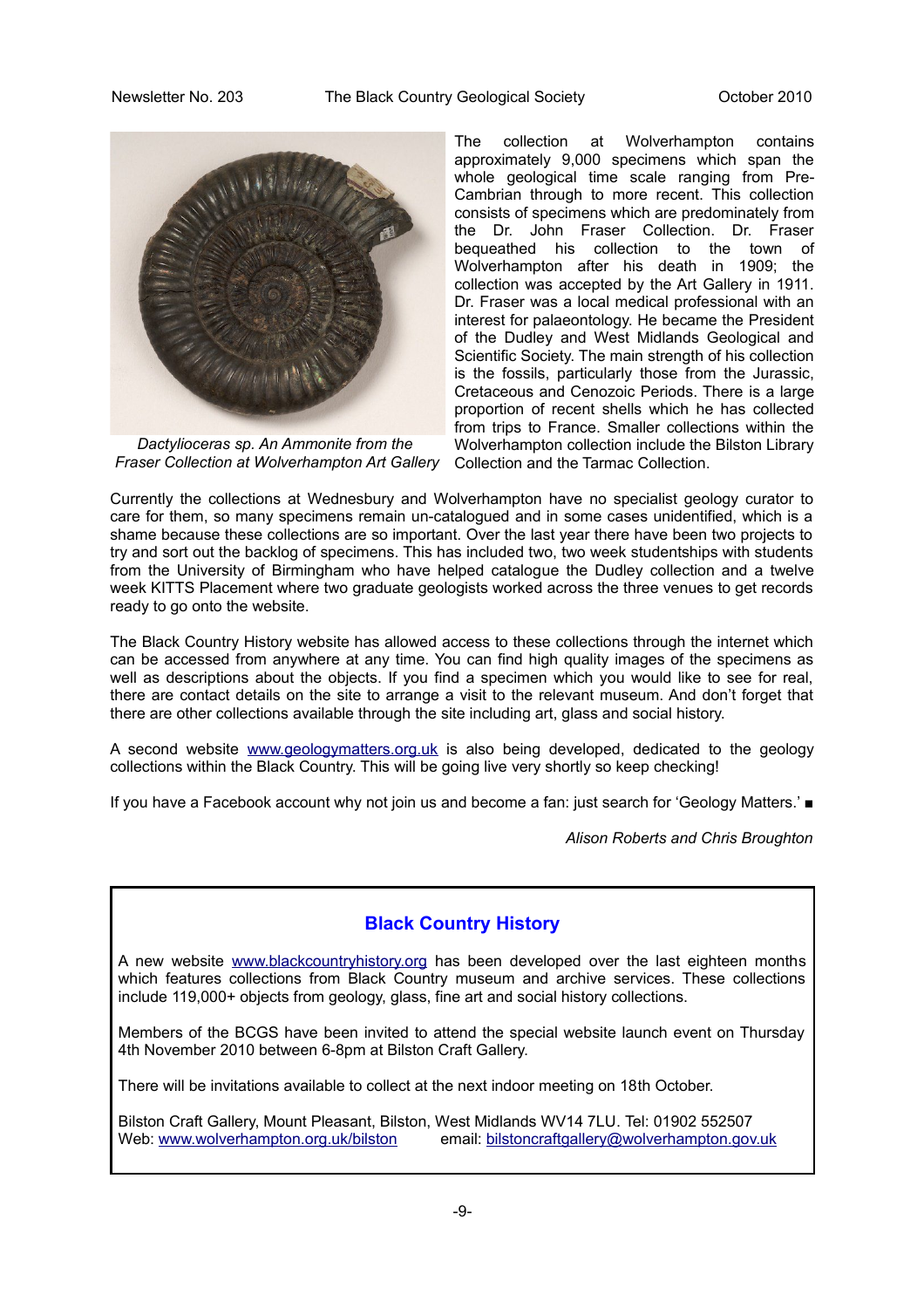*Dactylioceras sp. An Ammonite from the Fraser Collection at Wolverhampton Art Gallery*

The collection at Wolverhampton contains approximately 9,000 specimens which span the whole geological time scale ranging from Pre-Cambrian through to more recent. This collection consists of specimens which are predominately from the Dr. John Fraser Collection. Dr. Fraser bequeathed his collection to the town of Wolverhampton after his death in 1909; the collection was accepted by the Art Gallery in 1911. Dr. Fraser was a local medical professional with an interest for palaeontology. He became the President of the Dudley and West Midlands Geological and Scientific Society. The main strength of his collection is the fossils, particularly those from the Jurassic, Cretaceous and Cenozoic Periods. There is a large proportion of recent shells which he has collected from trips to France. Smaller collections within the Wolverhampton collection include the Bilston Library Collection and the Tarmac Collection.

Currently the collections at Wednesbury and Wolverhampton have no specialist geology curator to care for them, so many specimens remain un-catalogued and in some cases unidentified, which is a shame because these collections are so important. Over the last year there have been two projects to try and sort out the backlog of specimens. This has included two, two week studentships with students from the University of Birmingham who have helped catalogue the Dudley collection and a twelve week KITTS Placement where two graduate geologists worked across the three venues to get records ready to go onto the website.

The Black Country History website has allowed access to these collections through the internet which can be accessed from anywhere at any time. You can find high quality images of the specimens as well as descriptions about the objects. If you find a specimen which you would like to see for real, there are contact details on the site to arrange a visit to the relevant museum. And don't forget that there are other collections available through the site including art, glass and social history.

A second website www.geologymatters.org.uk is also being developed, dedicated to the geology collections within the Black Country. This will be going live very shortly so keep checking!

If you have a Facebook account why not join us and become a fan: just search for 'Geology Matters.' ■

*Alison Roberts and Chris Broughton*

## Black Country History

A new website www.blackcountryhistory.org has been developed over the last eighteen months which features collections from Black Country museum and archive services. These collections include 119,000+ objects from geology, glass, fine art and social history collections.

Members of the BCGS have been invited to attend the special website launch event on Thursday 4th November 2010 between 6-8pm at Bilston Craft Gallery.

There will be invitations available to collect at the next indoor meeting on 18th October.

Bilston Craft Gallery, Mount Pleasant, Bilston, West Midlands WV14 7LU. Tel: 01902 552507
Web: www.wolverhampton.org.uk/bilston email: bilstoncraftgallery@wolverhampton.gov.uk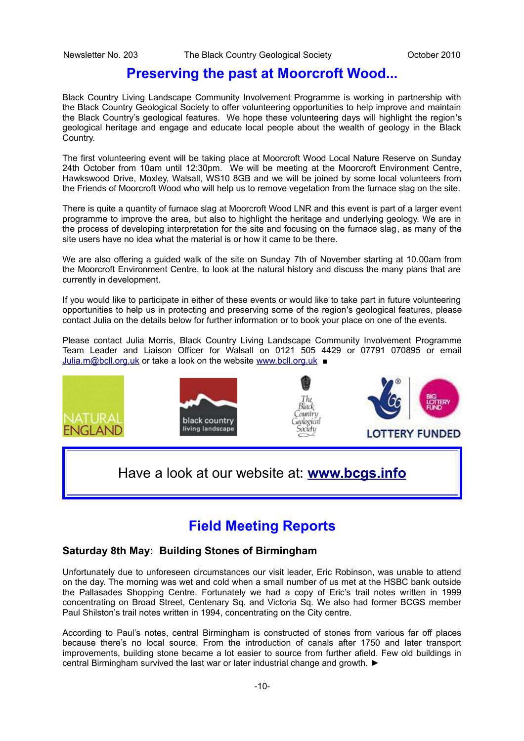# Preserving the past at Moorcroft Wood...

Black Country Living Landscape Community Involvement Programme is working in partnership with the Black Country Geological Society to offer volunteering opportunities to help improve and maintain the Black Country's geological features. We hope these volunteering days will highlight the region's geological heritage and engage and educate local people about the wealth of geology in the Black Country.

The first volunteering event will be taking place at Moorcroft Wood Local Nature Reserve on Sunday 24th October from 10am until 12:30pm. We will be meeting at the Moorcroft Environment Centre, Hawkswood Drive, Moxley, Walsall, WS10 8GB and we will be joined by some local volunteers from the Friends of Moorcroft Wood who will help us to remove vegetation from the furnace slag on the site.

There is quite a quantity of furnace slag at Moorcroft Wood LNR and this event is part of a larger event programme to improve the area, but also to highlight the heritage and underlying geology. We are in the process of developing interpretation for the site and focusing on the furnace slag, as many of the site users have no idea what the material is or how it came to be there.

We are also offering a guided walk of the site on Sunday 7th of November starting at 10.00am from the Moorcroft Environment Centre, to look at the natural history and discuss the many plans that are currently in development.

If you would like to participate in either of these events or would like to take part in future volunteering opportunities to help us in protecting and preserving some of the region's geological features, please contact Julia on the details below for further information or to book your place on one of the events.

Please contact Julia Morris, Black Country Living Landscape Community Involvement Programme Team Leader and Liaison Officer for Walsall on 0121 505 4429 or 07791 070895 or email Julia.m@bcll.org.uk or take a look on the website www.bcll.org.uk ■

NATURAL ENGLAND | black country living landscape | The Black Country Geological Society | LOTTERY FUNDED | BIG LOTTERY FUND

Have a look at our website at: **www.bcgs.info**

# Field Meeting Reports

### Saturday 8th May: Building Stones of Birmingham

Unfortunately due to unforeseen circumstances our visit leader, Eric Robinson, was unable to attend on the day. The morning was wet and cold when a small number of us met at the HSBC bank outside the Pallasades Shopping Centre. Fortunately we had a copy of Eric's trail notes written in 1999 concentrating on Broad Street, Centenary Sq. and Victoria Sq. We also had former BCGS member Paul Shilston's trail notes written in 1994, concentrating on the City centre.

According to Paul's notes, central Birmingham is constructed of stones from various far off places because there's no local source. From the introduction of canals after 1750 and later transport improvements, building stone became a lot easier to source from further afield. Few old buildings in central Birmingham survived the last war or later industrial change and growth. ►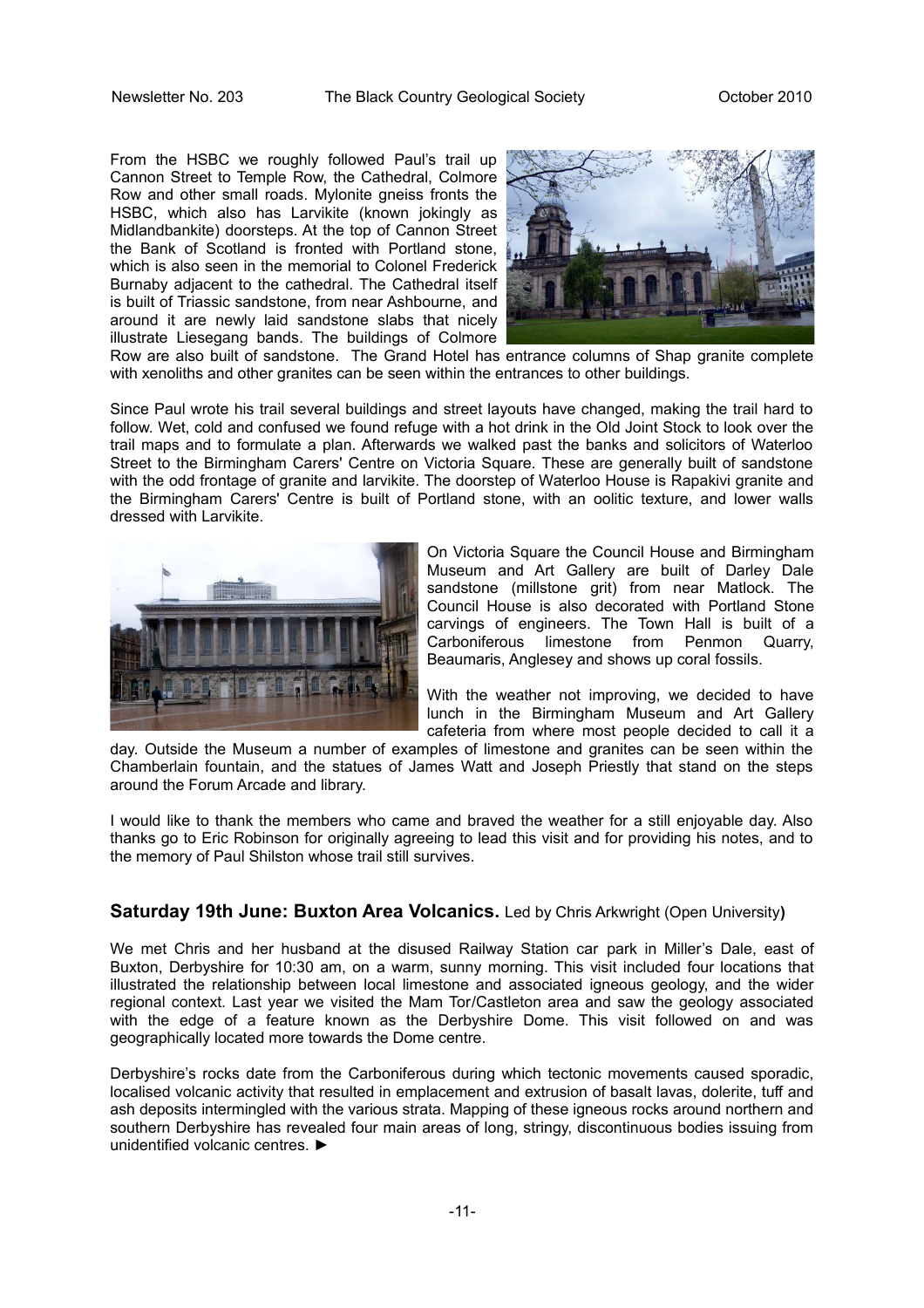From the HSBC we roughly followed Paul's trail up Cannon Street to Temple Row, the Cathedral, Colmore Row and other small roads. Mylonite gneiss fronts the HSBC, which also has Larvikite (known jokingly as Midlandbankite) doorsteps. At the top of Cannon Street the Bank of Scotland is fronted with Portland stone, which is also seen in the memorial to Colonel Frederick Burnaby adjacent to the cathedral. The Cathedral itself is built of Triassic sandstone, from near Ashbourne, and around it are newly laid sandstone slabs that nicely illustrate Liesegang bands. The buildings of Colmore Row are also built of sandstone. The Grand Hotel has entrance columns of Shap granite complete with xenoliths and other granites can be seen within the entrances to other buildings.

Since Paul wrote his trail several buildings and street layouts have changed, making the trail hard to follow. Wet, cold and confused we found refuge with a hot drink in the Old Joint Stock to look over the trail maps and to formulate a plan. Afterwards we walked past the banks and solicitors of Waterloo Street to the Birmingham Carers' Centre on Victoria Square. These are generally built of sandstone with the odd frontage of granite and larvikite. The doorstep of Waterloo House is Rapakivi granite and the Birmingham Carers' Centre is built of Portland stone, with an oolitic texture, and lower walls dressed with Larvikite.

On Victoria Square the Council House and Birmingham Museum and Art Gallery are built of Darley Dale sandstone (millstone grit) from near Matlock. The Council House is also decorated with Portland Stone carvings of engineers. The Town Hall is built of a Carboniferous limestone from Penmon Quarry, Beaumaris, Anglesey and shows up coral fossils.

With the weather not improving, we decided to have lunch in the Birmingham Museum and Art Gallery cafeteria from where most people decided to call it a day. Outside the Museum a number of examples of limestone and granites can be seen within the Chamberlain fountain, and the statues of James Watt and Joseph Priestly that stand on the steps around the Forum Arcade and library.

I would like to thank the members who came and braved the weather for a still enjoyable day. Also thanks go to Eric Robinson for originally agreeing to lead this visit and for providing his notes, and to the memory of Paul Shilston whose trail still survives.

## Saturday 19th June: Buxton Area Volcanics. Led by Chris Arkwright (Open University)

We met Chris and her husband at the disused Railway Station car park in Miller's Dale, east of Buxton, Derbyshire for 10:30 am, on a warm, sunny morning. This visit included four locations that illustrated the relationship between local limestone and associated igneous geology, and the wider regional context. Last year we visited the Mam Tor/Castleton area and saw the geology associated with the edge of a feature known as the Derbyshire Dome. This visit followed on and was geographically located more towards the Dome centre.

Derbyshire's rocks date from the Carboniferous during which tectonic movements caused sporadic, localised volcanic activity that resulted in emplacement and extrusion of basalt lavas, dolerite, tuff and ash deposits intermingled with the various strata. Mapping of these igneous rocks around northern and southern Derbyshire has revealed four main areas of long, stringy, discontinuous bodies issuing from unidentified volcanic centres. ►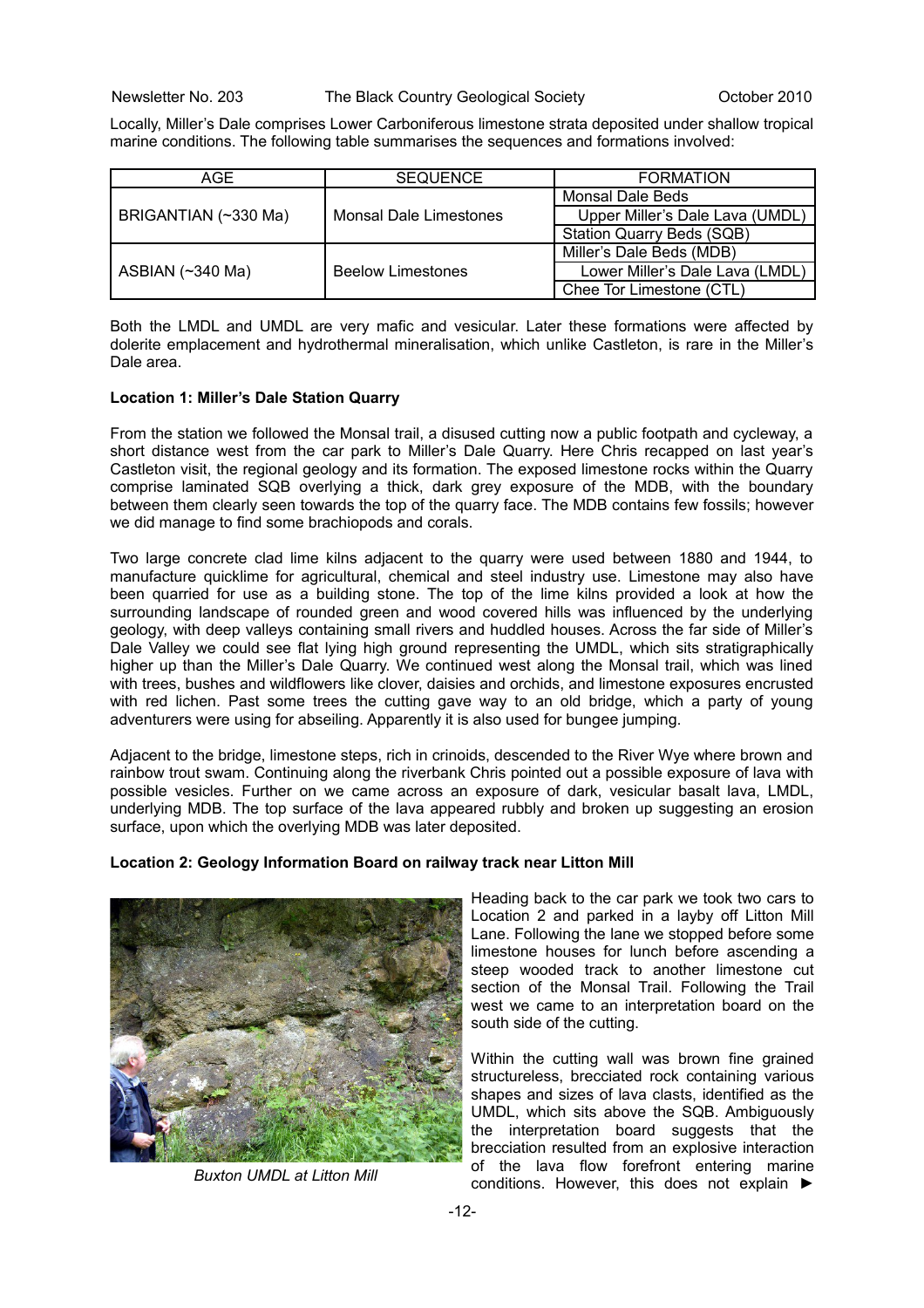Locally, Miller's Dale comprises Lower Carboniferous limestone strata deposited under shallow tropical marine conditions. The following table summarises the sequences and formations involved:

| AGE | SEQUENCE | FORMATION |
|---|---|---|
| BRIGANTIAN (~330 Ma) | Monsal Dale Limestones | Monsal Dale Beds |
| | | Upper Miller's Dale Lava (UMDL) |
| | | Station Quarry Beds (SQB) |
| ASBIAN (~340 Ma) | Beelow Limestones | Miller's Dale Beds (MDB) |
| | | Lower Miller's Dale Lava (LMDL) |
| | | Chee Tor Limestone (CTL) |

Both the LMDL and UMDL are very mafic and vesicular. Later these formations were affected by dolerite emplacement and hydrothermal mineralisation, which unlike Castleton, is rare in the Miller's Dale area.

**Location 1: Miller's Dale Station Quarry**

From the station we followed the Monsal trail, a disused cutting now a public footpath and cycleway, a short distance west from the car park to Miller's Dale Quarry. Here Chris recapped on last year's Castleton visit, the regional geology and its formation. The exposed limestone rocks within the Quarry comprise laminated SQB overlying a thick, dark grey exposure of the MDB, with the boundary between them clearly seen towards the top of the quarry face. The MDB contains few fossils; however we did manage to find some brachiopods and corals.

Two large concrete clad lime kilns adjacent to the quarry were used between 1880 and 1944, to manufacture quicklime for agricultural, chemical and steel industry use. Limestone may also have been quarried for use as a building stone. The top of the lime kilns provided a look at how the surrounding landscape of rounded green and wood covered hills was influenced by the underlying geology, with deep valleys containing small rivers and huddled houses. Across the far side of Miller's Dale Valley we could see flat lying high ground representing the UMDL, which sits stratigraphically higher up than the Miller's Dale Quarry. We continued west along the Monsal trail, which was lined with trees, bushes and wildflowers like clover, daisies and orchids, and limestone exposures encrusted with red lichen. Past some trees the cutting gave way to an old bridge, which a party of young adventurers were using for abseiling. Apparently it is also used for bungee jumping.

Adjacent to the bridge, limestone steps, rich in crinoids, descended to the River Wye where brown and rainbow trout swam. Continuing along the riverbank Chris pointed out a possible exposure of lava with possible vesicles. Further on we came across an exposure of dark, vesicular basalt lava, LMDL, underlying MDB. The top surface of the lava appeared rubbly and broken up suggesting an erosion surface, upon which the overlying MDB was later deposited.

**Location 2: Geology Information Board on railway track near Litton Mill**

*Buxton UMDL at Litton Mill*

Heading back to the car park we took two cars to Location 2 and parked in a layby off Litton Mill Lane. Following the lane we stopped before some limestone houses for lunch before ascending a steep wooded track to another limestone cut section of the Monsal Trail. Following the Trail west we came to an interpretation board on the south side of the cutting.

Within the cutting wall was brown fine grained structureless, brecciated rock containing various shapes and sizes of lava clasts, identified as the UMDL, which sits above the SQB. Ambiguously the interpretation board suggests that the brecciation resulted from an explosive interaction of the lava flow forefront entering marine conditions. However, this does not explain ►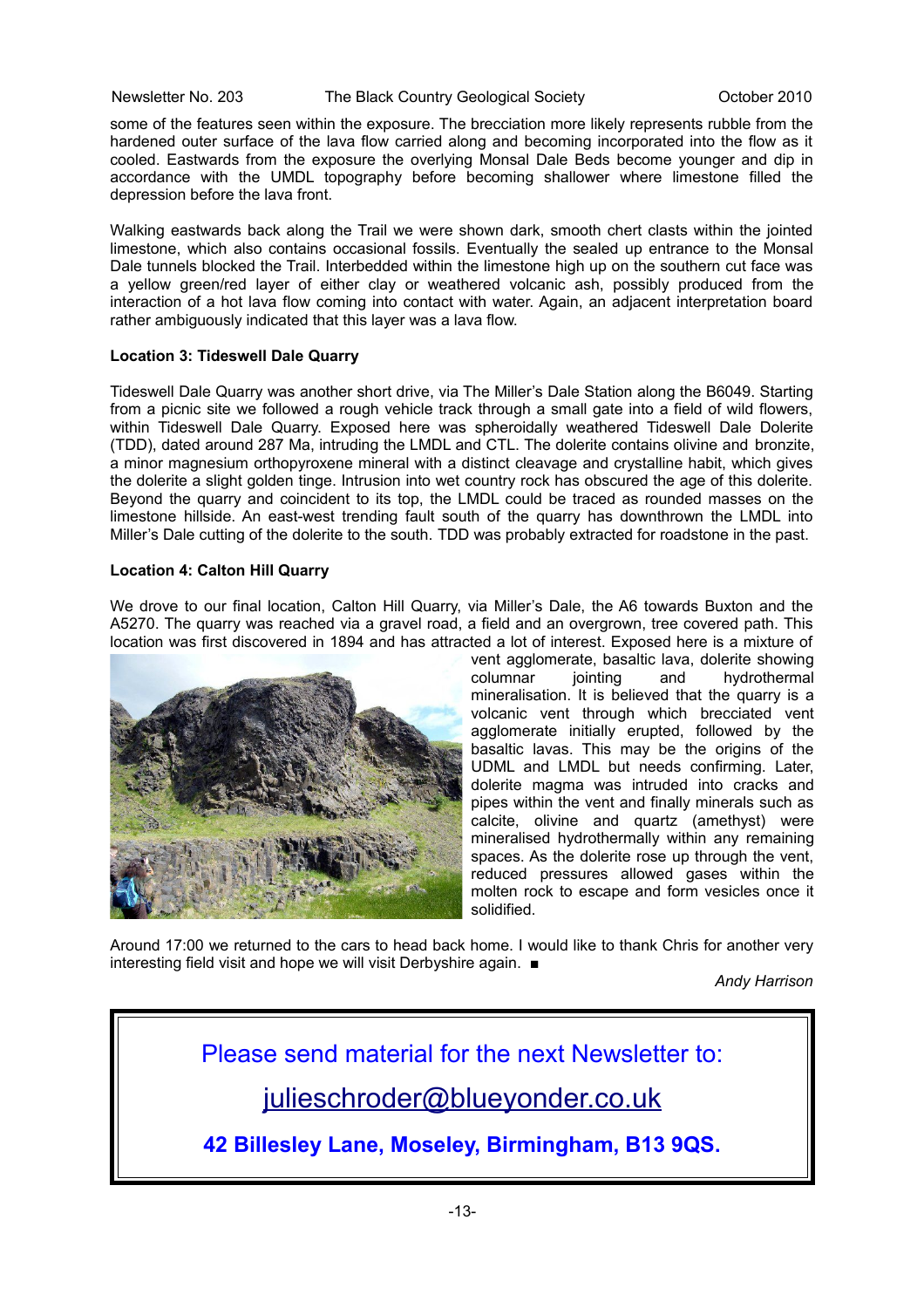some of the features seen within the exposure. The brecciation more likely represents rubble from the hardened outer surface of the lava flow carried along and becoming incorporated into the flow as it cooled. Eastwards from the exposure the overlying Monsal Dale Beds become younger and dip in accordance with the UMDL topography before becoming shallower where limestone filled the depression before the lava front.

Walking eastwards back along the Trail we were shown dark, smooth chert clasts within the jointed limestone, which also contains occasional fossils. Eventually the sealed up entrance to the Monsal Dale tunnels blocked the Trail. Interbedded within the limestone high up on the southern cut face was a yellow green/red layer of either clay or weathered volcanic ash, possibly produced from the interaction of a hot lava flow coming into contact with water. Again, an adjacent interpretation board rather ambiguously indicated that this layer was a lava flow.

**Location 3: Tideswell Dale Quarry**

Tideswell Dale Quarry was another short drive, via The Miller's Dale Station along the B6049. Starting from a picnic site we followed a rough vehicle track through a small gate into a field of wild flowers, within Tideswell Dale Quarry. Exposed here was spheroidally weathered Tideswell Dale Dolerite (TDD), dated around 287 Ma, intruding the LMDL and CTL. The dolerite contains olivine and bronzite, a minor magnesium orthopyroxene mineral with a distinct cleavage and crystalline habit, which gives the dolerite a slight golden tinge. Intrusion into wet country rock has obscured the age of this dolerite. Beyond the quarry and coincident to its top, the LMDL could be traced as rounded masses on the limestone hillside. An east-west trending fault south of the quarry has downthrown the LMDL into Miller's Dale cutting of the dolerite to the south. TDD was probably extracted for roadstone in the past.

**Location 4: Calton Hill Quarry**

We drove to our final location, Calton Hill Quarry, via Miller's Dale, the A6 towards Buxton and the A5270. The quarry was reached via a gravel road, a field and an overgrown, tree covered path. This location was first discovered in 1894 and has attracted a lot of interest. Exposed here is a mixture of vent agglomerate, basaltic lava, dolerite showing columnar jointing and hydrothermal mineralisation. It is believed that the quarry is a volcanic vent through which brecciated vent agglomerate initially erupted, followed by the basaltic lavas. This may be the origins of the UDML and LMDL but needs confirming. Later, dolerite magma was intruded into cracks and pipes within the vent and finally minerals such as calcite, olivine and quartz (amethyst) were mineralised hydrothermally within any remaining spaces. As the dolerite rose up through the vent, reduced pressures allowed gases within the molten rock to escape and form vesicles once it solidified.

Around 17:00 we returned to the cars to head back home. I would like to thank Chris for another very interesting field visit and hope we will visit Derbyshire again. ■

*Andy Harrison*

Please send material for the next Newsletter to:

julieschroder@blueyonder.co.uk

**42 Billesley Lane, Moseley, Birmingham, B13 9QS.**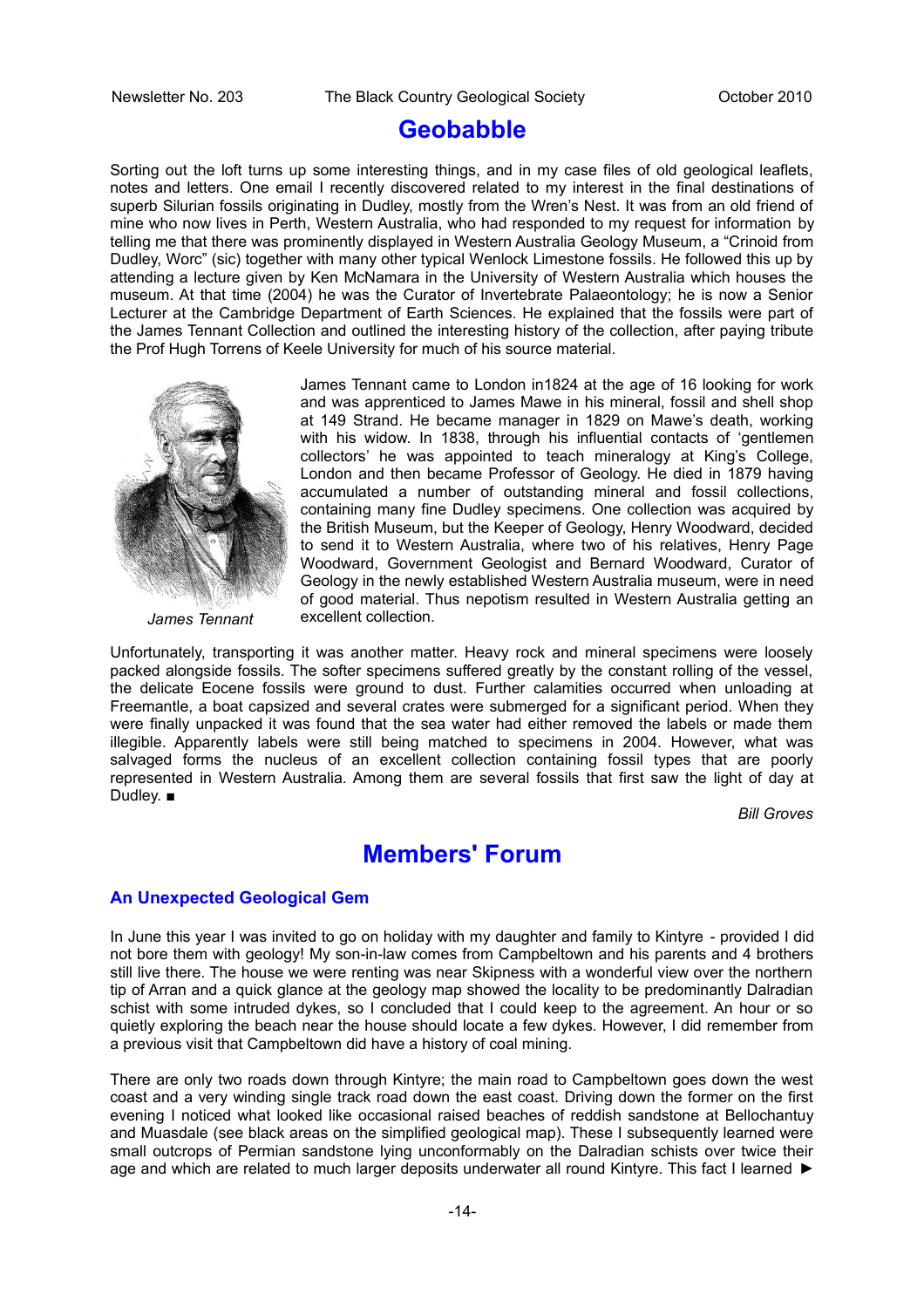# Geobabble

Sorting out the loft turns up some interesting things, and in my case files of old geological leaflets, notes and letters. One email I recently discovered related to my interest in the final destinations of superb Silurian fossils originating in Dudley, mostly from the Wren's Nest. It was from an old friend of mine who now lives in Perth, Western Australia, who had responded to my request for information by telling me that there was prominently displayed in Western Australia Geology Museum, a "Crinoid from Dudley, Worc" (sic) together with many other typical Wenlock Limestone fossils. He followed this up by attending a lecture given by Ken McNamara in the University of Western Australia which houses the museum. At that time (2004) he was the Curator of Invertebrate Palaeontology; he is now a Senior Lecturer at the Cambridge Department of Earth Sciences. He explained that the fossils were part of the James Tennant Collection and outlined the interesting history of the collection, after paying tribute the Prof Hugh Torrens of Keele University for much of his source material.

*James Tennant*

James Tennant came to London in1824 at the age of 16 looking for work and was apprenticed to James Mawe in his mineral, fossil and shell shop at 149 Strand. He became manager in 1829 on Mawe's death, working with his widow. In 1838, through his influential contacts of 'gentlemen collectors' he was appointed to teach mineralogy at King's College, London and then became Professor of Geology. He died in 1879 having accumulated a number of outstanding mineral and fossil collections, containing many fine Dudley specimens. One collection was acquired by the British Museum, but the Keeper of Geology, Henry Woodward, decided to send it to Western Australia, where two of his relatives, Henry Page Woodward, Government Geologist and Bernard Woodward, Curator of Geology in the newly established Western Australia museum, were in need of good material. Thus nepotism resulted in Western Australia getting an excellent collection.

Unfortunately, transporting it was another matter. Heavy rock and mineral specimens were loosely packed alongside fossils. The softer specimens suffered greatly by the constant rolling of the vessel, the delicate Eocene fossils were ground to dust. Further calamities occurred when unloading at Freemantle, a boat capsized and several crates were submerged for a significant period. When they were finally unpacked it was found that the sea water had either removed the labels or made them illegible. Apparently labels were still being matched to specimens in 2004. However, what was salvaged forms the nucleus of an excellent collection containing fossil types that are poorly represented in Western Australia. Among them are several fossils that first saw the light of day at Dudley. ■

*Bill Groves*

# Members' Forum

## An Unexpected Geological Gem

In June this year I was invited to go on holiday with my daughter and family to Kintyre - provided I did not bore them with geology! My son-in-law comes from Campbeltown and his parents and 4 brothers still live there. The house we were renting was near Skipness with a wonderful view over the northern tip of Arran and a quick glance at the geology map showed the locality to be predominantly Dalradian schist with some intruded dykes, so I concluded that I could keep to the agreement. An hour or so quietly exploring the beach near the house should locate a few dykes. However, I did remember from a previous visit that Campbeltown did have a history of coal mining.

There are only two roads down through Kintyre; the main road to Campbeltown goes down the west coast and a very winding single track road down the east coast. Driving down the former on the first evening I noticed what looked like occasional raised beaches of reddish sandstone at Bellochantuy and Muasdale (see black areas on the simplified geological map). These I subsequently learned were small outcrops of Permian sandstone lying unconformably on the Dalradian schists over twice their age and which are related to much larger deposits underwater all round Kintyre. This fact I learned ►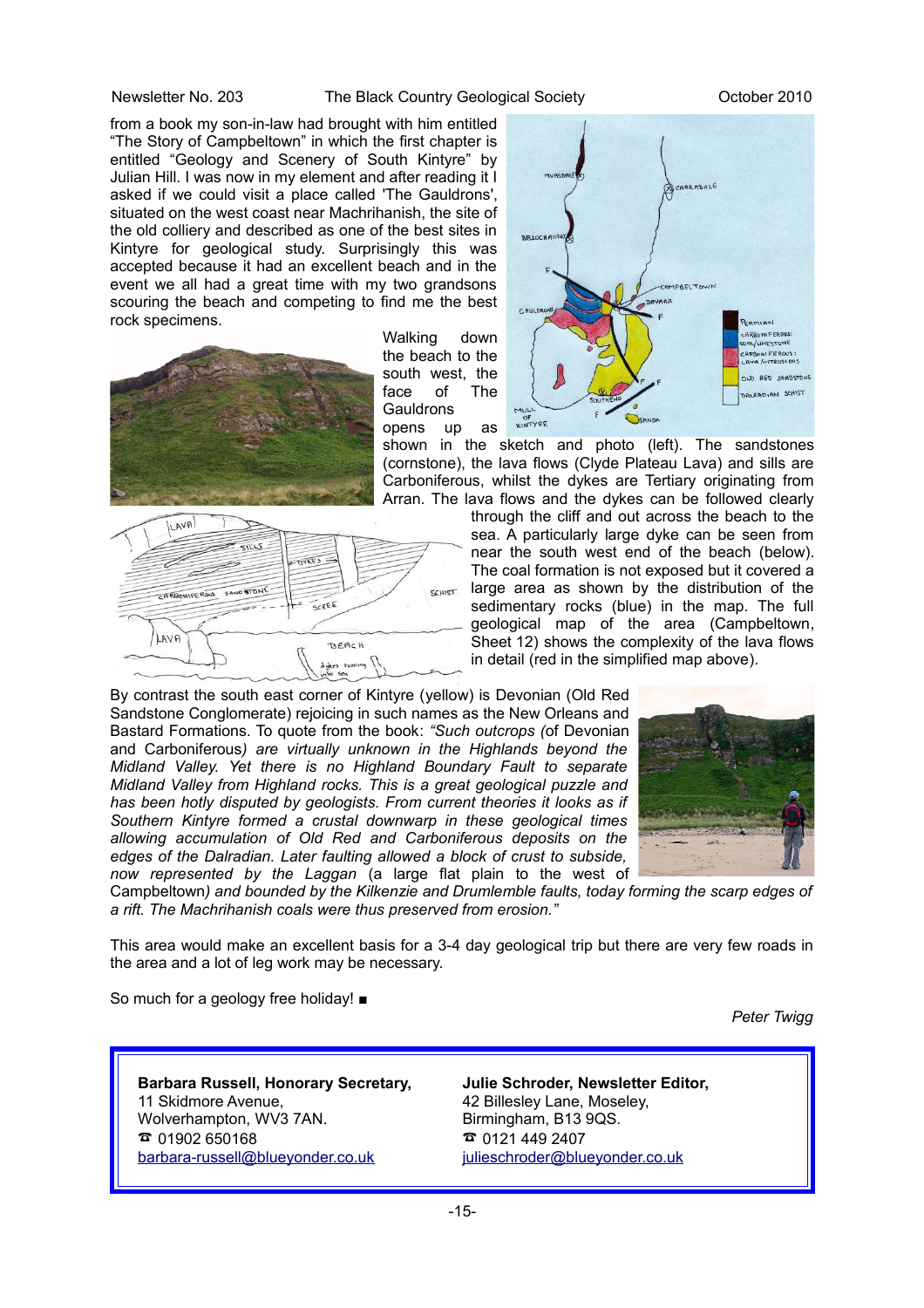from a book my son-in-law had brought with him entitled "The Story of Campbeltown" in which the first chapter is entitled "Geology and Scenery of South Kintyre" by Julian Hill. I was now in my element and after reading it I asked if we could visit a place called 'The Gauldrons', situated on the west coast near Machrihanish, the site of the old colliery and described as one of the best sites in Kintyre for geological study. Surprisingly this was accepted because it had an excellent beach and in the event we all had a great time with my two grandsons scouring the beach and competing to find me the best rock specimens.

Walking down the beach to the south west, the face of The Gauldrons opens up as shown in the sketch and photo (left). The sandstones (cornstone), the lava flows (Clyde Plateau Lava) and sills are Carboniferous, whilst the dykes are Tertiary originating from Arran. The lava flows and the dykes can be followed clearly through the cliff and out across the beach to the sea. A particularly large dyke can be seen from near the south west end of the beach (below). The coal formation is not exposed but it covered a large area as shown by the distribution of the sedimentary rocks (blue) in the map. The full geological map of the area (Campbeltown, Sheet 12) shows the complexity of the lava flows in detail (red in the simplified map above).

By contrast the south east corner of Kintyre (yellow) is Devonian (Old Red Sandstone Conglomerate) rejoicing in such names as the New Orleans and Bastard Formations. To quote from the book: *"Such outcrops (*of Devonian and Carboniferous*) are virtually unknown in the Highlands beyond the Midland Valley. Yet there is no Highland Boundary Fault to separate Midland Valley from Highland rocks. This is a great geological puzzle and has been hotly disputed by geologists. From current theories it looks as if Southern Kintyre formed a crustal downwarp in these geological times allowing accumulation of Old Red and Carboniferous deposits on the edges of the Dalradian. Later faulting allowed a block of crust to subside, now represented by the Laggan* (a large flat plain to the west of Campbeltown*) and bounded by the Kilkenzie and Drumlemble faults, today forming the scarp edges of a rift. The Machrihanish coals were thus preserved from erosion."*

This area would make an excellent basis for a 3-4 day geological trip but there are very few roads in the area and a lot of leg work may be necessary.

So much for a geology free holiday! ■

*Peter Twigg*

**Barbara Russell, Honorary Secretary,**
11 Skidmore Avenue,
Wolverhampton, WV3 7AN.
☎ 01902 650168
barbara-russell@blueyonder.co.uk

**Julie Schroder, Newsletter Editor,**
42 Billesley Lane, Moseley,
Birmingham, B13 9QS.
☎ 0121 449 2407
julieschroder@blueyonder.co.uk